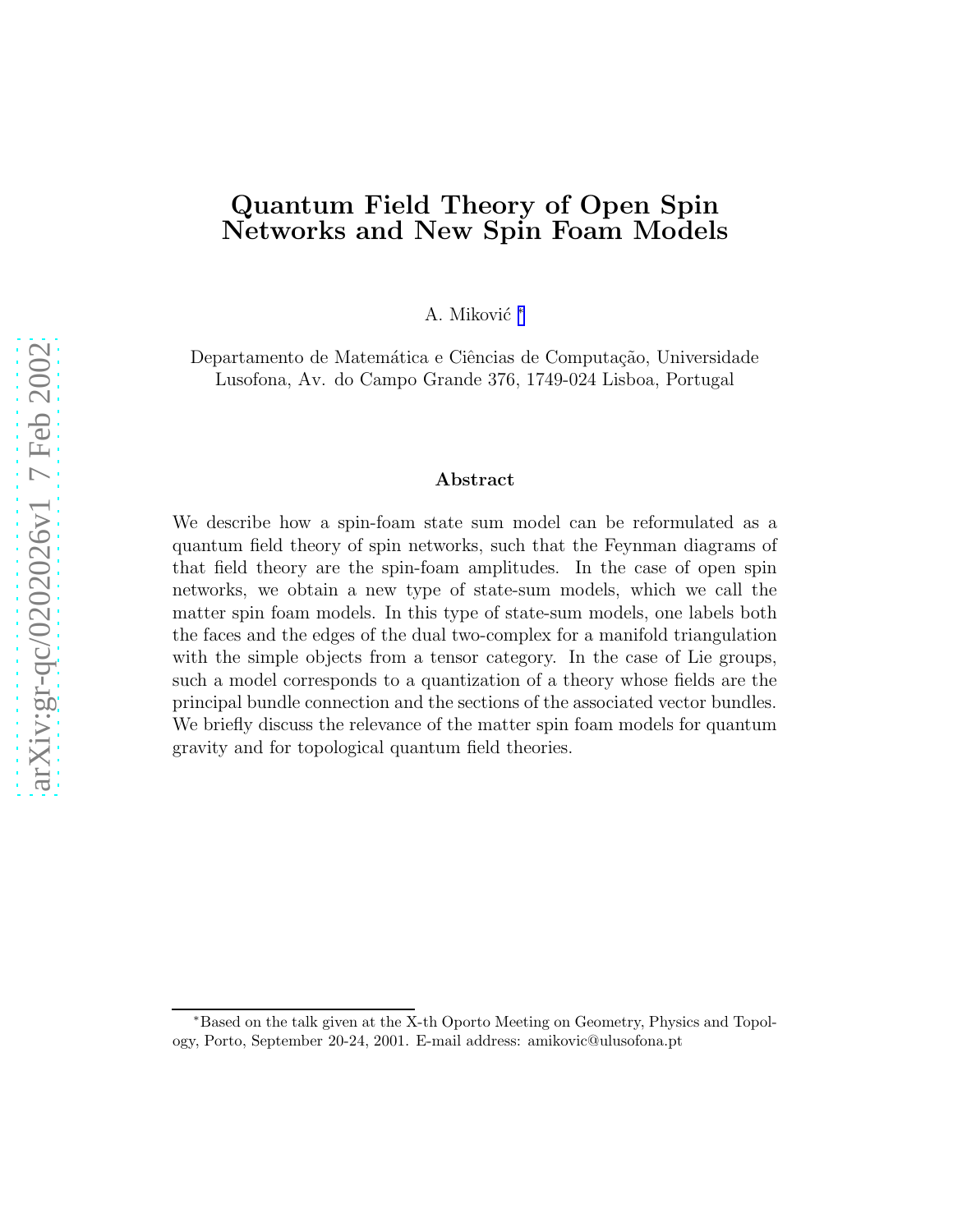# Quantum Field Theory of Open Spin Networks and New Spin Foam Models

A. Miković [*]

Departamento de Matemática e Ciências de Computação, Universidade Lusofona, Av. do Campo Grande 376, 1749-024 Lisboa, Portugal

### Abstract

We describe how a spin-foam state sum model can be reformulated as a quantum field theory of spin networks, such that the Feynman diagrams of that field theory are the spin-foam amplitudes. In the case of open spin networks, we obtain a new type of state-sum models, which we call the matter spin foam models. In this type of state-sum models, one labels both the faces and the edges of the dual two-complex for a manifold triangulation with the simple objects from a tensor category. In the case of Lie groups, such a model corresponds to a quantization of a theory whose fields are the principal bundle connection and the sections of the associated vector bundles. We briefly discuss the relevance of the matter spin foam models for quantum gravity and for topological quantum field theories.

---

[*] Based on the talk given at the X-th Oporto Meeting on Geometry, Physics and Topology, Porto, September 20-24, 2001. E-mail address: amikovic@ulusofona.pt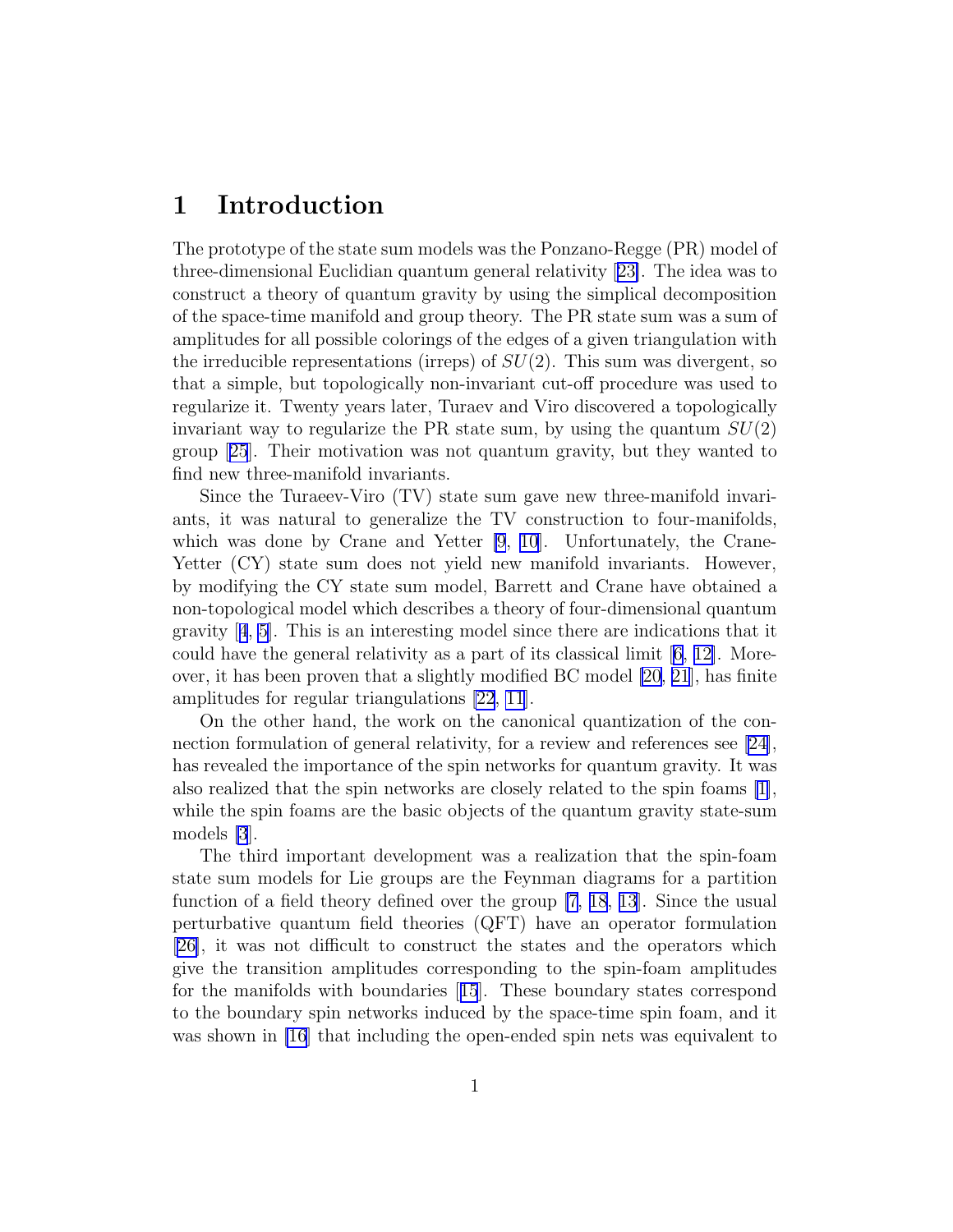# 1 Introduction

The prototype of the state sum models was the Ponzano-Regge (PR) model of three-dimensional Euclidian quantum general relativity [23]. The idea was to construct a theory of quantum gravity by using the simplical decomposition of the space-time manifold and group theory. The PR state sum was a sum of amplitudes for all possible colorings of the edges of a given triangulation with the irreducible representations (irreps) of $SU(2)$. This sum was divergent, so that a simple, but topologically non-invariant cut-off procedure was used to regularize it. Twenty years later, Turaev and Viro discovered a topologically invariant way to regularize the PR state sum, by using the quantum $SU(2)$ group [25]. Their motivation was not quantum gravity, but they wanted to find new three-manifold invariants.

Since the Turaeev-Viro (TV) state sum gave new three-manifold invariants, it was natural to generalize the TV construction to four-manifolds, which was done by Crane and Yetter [9, 10]. Unfortunately, the Crane-Yetter (CY) state sum does not yield new manifold invariants. However, by modifying the CY state sum model, Barrett and Crane have obtained a non-topological model which describes a theory of four-dimensional quantum gravity [4, 5]. This is an interesting model since there are indications that it could have the general relativity as a part of its classical limit [6, 12]. Moreover, it has been proven that a slightly modified BC model [20, 21], has finite amplitudes for regular triangulations [22, 11].

On the other hand, the work on the canonical quantization of the connection formulation of general relativity, for a review and references see [24], has revealed the importance of the spin networks for quantum gravity. It was also realized that the spin networks are closely related to the spin foams [1], while the spin foams are the basic objects of the quantum gravity state-sum models [3].

The third important development was a realization that the spin-foam state sum models for Lie groups are the Feynman diagrams for a partition function of a field theory defined over the group [7, 18, 13]. Since the usual perturbative quantum field theories (QFT) have an operator formulation [26], it was not difficult to construct the states and the operators which give the transition amplitudes corresponding to the spin-foam amplitudes for the manifolds with boundaries [15]. These boundary states correspond to the boundary spin networks induced by the space-time spin foam, and it was shown in [16] that including the open-ended spin nets was equivalent to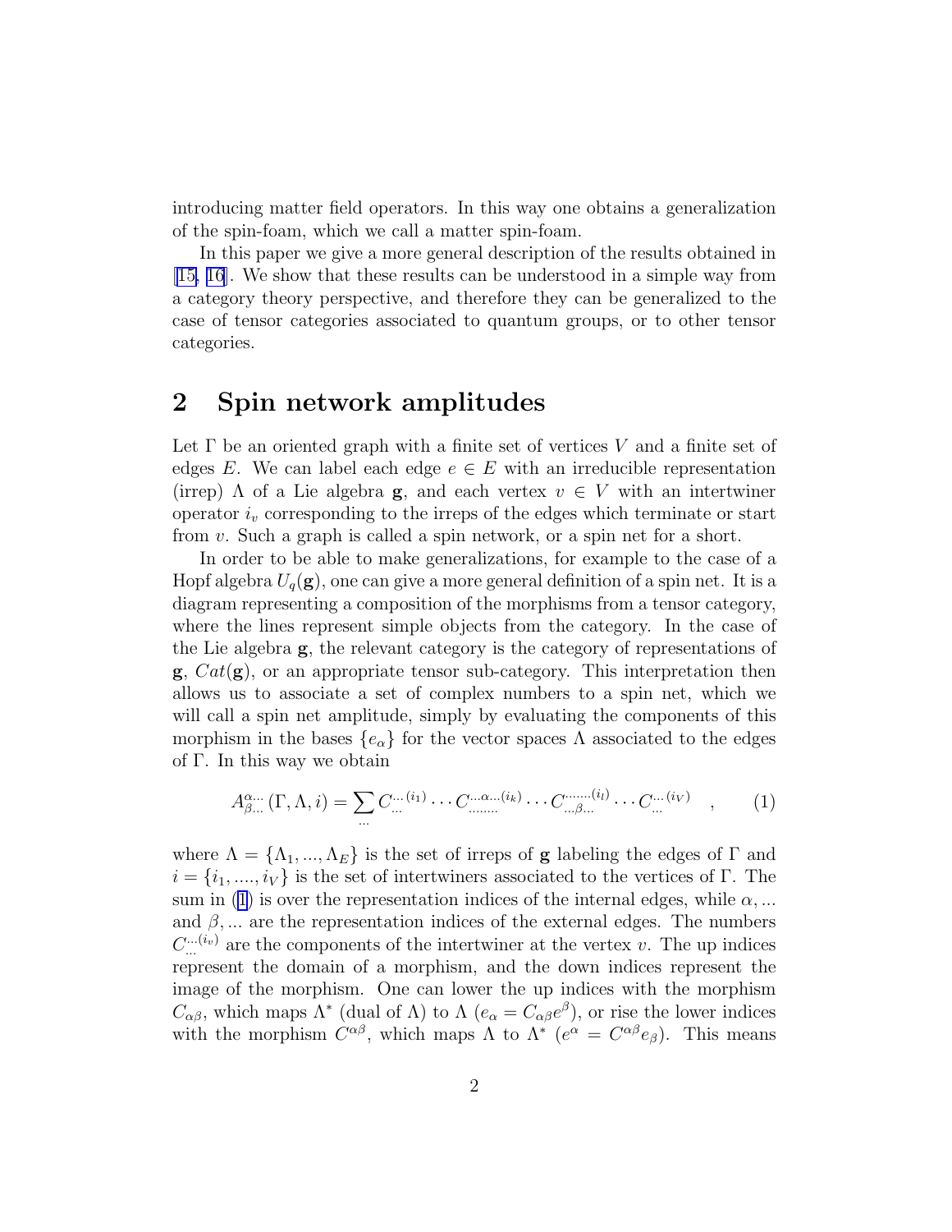introducing matter field operators. In this way one obtains a generalization of the spin-foam, which we call a matter spin-foam.

In this paper we give a more general description of the results obtained in [15, 16]. We show that these results can be understood in a simple way from a category theory perspective, and therefore they can be generalized to the case of tensor categories associated to quantum groups, or to other tensor categories.

## 2 Spin network amplitudes

Let $\Gamma$ be an oriented graph with a finite set of vertices $V$ and a finite set of edges $E$. We can label each edge $e \in E$ with an irreducible representation (irrep) $\Lambda$ of a Lie algebra $\mathbf{g}$, and each vertex $v \in V$ with an intertwiner operator $i_v$ corresponding to the irreps of the edges which terminate or start from $v$. Such a graph is called a spin network, or a spin net for a short.

In order to be able to make generalizations, for example to the case of a Hopf algebra $U_q(\mathbf{g})$, one can give a more general definition of a spin net. It is a diagram representing a composition of the morphisms from a tensor category, where the lines represent simple objects from the category. In the case of the Lie algebra $\mathbf{g}$, the relevant category is the category of representations of $\mathbf{g}$, $Cat(\mathbf{g})$, or an appropriate tensor sub-category. This interpretation then allows us to associate a set of complex numbers to a spin net, which we will call a spin net amplitude, simply by evaluating the components of this morphism in the bases $\{e_\alpha\}$ for the vector spaces $\Lambda$ associated to the edges of $\Gamma$. In this way we obtain

$$A^{\alpha\ldots}_{\beta\ldots}(\Gamma,\Lambda,i) = \sum_{\ldots} C^{\ldots(i_1)}_{\ldots} \cdots C^{\ldots\alpha\ldots(i_k)}_{\ldots\ldots\ldots} \cdots C^{\ldots\ldots\ldots(i_l)}_{\ldots\beta\ldots} \cdots C^{\ldots(i_V)}_{\ldots} \quad , \qquad (1)$$

where $\Lambda = \{\Lambda_1, ..., \Lambda_E\}$ is the set of irreps of $\mathbf{g}$ labeling the edges of $\Gamma$ and $i = \{i_1, ...., i_V\}$ is the set of intertwiners associated to the vertices of $\Gamma$. The sum in (1) is over the representation indices of the internal edges, while $\alpha, ...$ and $\beta, ...$ are the representation indices of the external edges. The numbers $C^{\ldots(i_v)}_{\ldots}$ are the components of the intertwiner at the vertex $v$. The up indices represent the domain of a morphism, and the down indices represent the image of the morphism. One can lower the up indices with the morphism $C_{\alpha\beta}$, which maps $\Lambda^*$ (dual of $\Lambda$) to $\Lambda$ ($e_\alpha = C_{\alpha\beta}e^\beta$), or rise the lower indices with the morphism $C^{\alpha\beta}$, which maps $\Lambda$ to $\Lambda^*$ ($e^\alpha = C^{\alpha\beta}e_\beta$). This means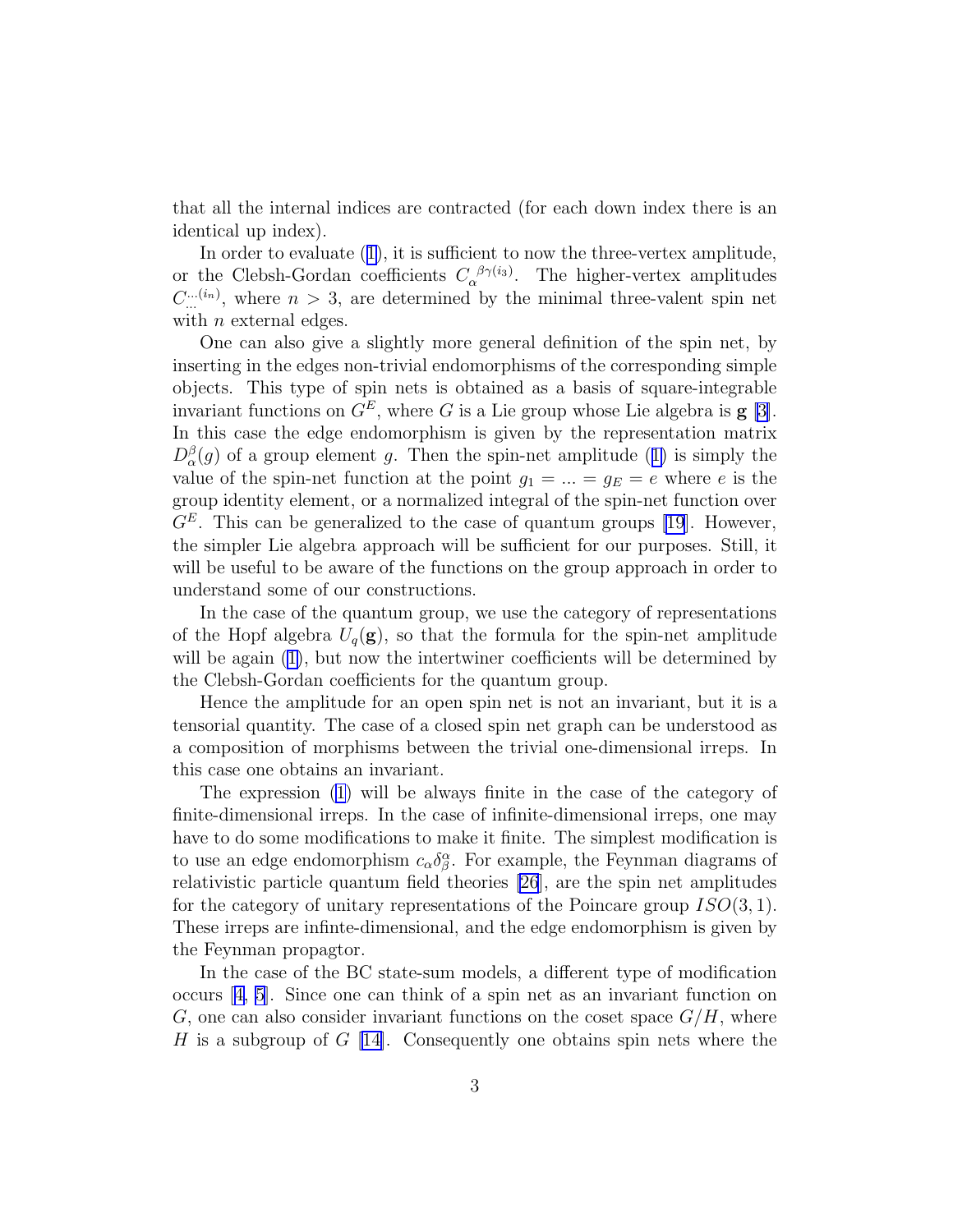that all the internal indices are contracted (for each down index there is an identical up index).

In order to evaluate (1), it is sufficient to now the three-vertex amplitude, or the Clebsh-Gordan coefficients $C_\alpha^{\;\beta\gamma(i_3)}$. The higher-vertex amplitudes $C_{...}^{...(i_n)}$, where $n > 3$, are determined by the minimal three-valent spin net with $n$ external edges.

One can also give a slightly more general definition of the spin net, by inserting in the edges non-trivial endomorphisms of the corresponding simple objects. This type of spin nets is obtained as a basis of square-integrable invariant functions on $G^E$, where $G$ is a Lie group whose Lie algebra is $\mathbf{g}$ [3]. In this case the edge endomorphism is given by the representation matrix $D_\alpha^\beta(g)$ of a group element $g$. Then the spin-net amplitude (1) is simply the value of the spin-net function at the point $g_1 = ... = g_E = e$ where $e$ is the group identity element, or a normalized integral of the spin-net function over $G^E$. This can be generalized to the case of quantum groups [19]. However, the simpler Lie algebra approach will be sufficient for our purposes. Still, it will be useful to be aware of the functions on the group approach in order to understand some of our constructions.

In the case of the quantum group, we use the category of representations of the Hopf algebra $U_q(\mathbf{g})$, so that the formula for the spin-net amplitude will be again (1), but now the intertwiner coefficients will be determined by the Clebsh-Gordan coefficients for the quantum group.

Hence the amplitude for an open spin net is not an invariant, but it is a tensorial quantity. The case of a closed spin net graph can be understood as a composition of morphisms between the trivial one-dimensional irreps. In this case one obtains an invariant.

The expression (1) will be always finite in the case of the category of finite-dimensional irreps. In the case of infinite-dimensional irreps, one may have to do some modifications to make it finite. The simplest modification is to use an edge endomorphism $c_\alpha \delta_\beta^\alpha$. For example, the Feynman diagrams of relativistic particle quantum field theories [26], are the spin net amplitudes for the category of unitary representations of the Poincare group $ISO(3,1)$. These irreps are infinte-dimensional, and the edge endomorphism is given by the Feynman propagtor.

In the case of the BC state-sum models, a different type of modification occurs [4, 5]. Since one can think of a spin net as an invariant function on $G$, one can also consider invariant functions on the coset space $G/H$, where $H$ is a subgroup of $G$ [14]. Consequently one obtains spin nets where the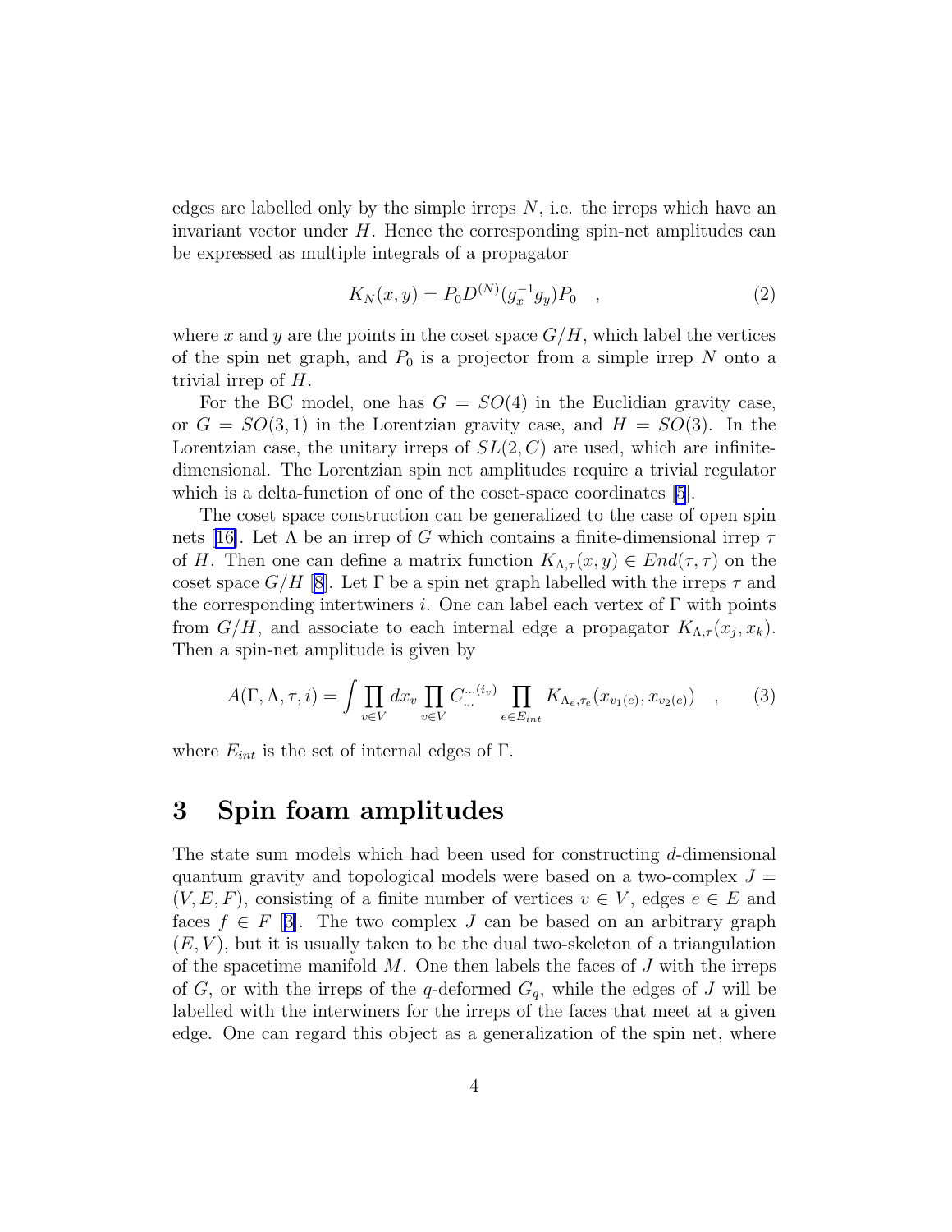edges are labelled only by the simple irreps $N$, i.e. the irreps which have an invariant vector under $H$. Hence the corresponding spin-net amplitudes can be expressed as multiple integrals of a propagator

$$K_N(x,y) = P_0 D^{(N)}(g_x^{-1} g_y) P_0 \quad , \tag{2}$$

where $x$ and $y$ are the points in the coset space $G/H$, which label the vertices of the spin net graph, and $P_0$ is a projector from a simple irrep $N$ onto a trivial irrep of $H$.

For the BC model, one has $G = SO(4)$ in the Euclidian gravity case, or $G = SO(3,1)$ in the Lorentzian gravity case, and $H = SO(3)$. In the Lorentzian case, the unitary irreps of $SL(2,C)$ are used, which are infinite-dimensional. The Lorentzian spin net amplitudes require a trivial regulator which is a delta-function of one of the coset-space coordinates [5].

The coset space construction can be generalized to the case of open spin nets [16]. Let $\Lambda$ be an irrep of $G$ which contains a finite-dimensional irrep $\tau$ of $H$. Then one can define a matrix function $K_{\Lambda,\tau}(x,y) \in End(\tau,\tau)$ on the coset space $G/H$ [8]. Let $\Gamma$ be a spin net graph labelled with the irreps $\tau$ and the corresponding intertwiners $i$. One can label each vertex of $\Gamma$ with points from $G/H$, and associate to each internal edge a propagator $K_{\Lambda,\tau}(x_j, x_k)$. Then a spin-net amplitude is given by

$$A(\Gamma,\Lambda,\tau,i) = \int \prod_{v\in V} dx_v \prod_{v\in V} C_{\cdots}^{\cdots(i_v)} \prod_{e\in E_{int}} K_{\Lambda_e,\tau_e}(x_{v_1(e)}, x_{v_2(e)}) \quad , \tag{3}$$

where $E_{int}$ is the set of internal edges of $\Gamma$.

## 3 Spin foam amplitudes

The state sum models which had been used for constructing $d$-dimensional quantum gravity and topological models were based on a two-complex $J = (V,E,F)$, consisting of a finite number of vertices $v \in V$, edges $e \in E$ and faces $f \in F$ [3]. The two complex $J$ can be based on an arbitrary graph $(E,V)$, but it is usually taken to be the dual two-skeleton of a triangulation of the spacetime manifold $M$. One then labels the faces of $J$ with the irreps of $G$, or with the irreps of the $q$-deformed $G_q$, while the edges of $J$ will be labelled with the interwiners for the irreps of the faces that meet at a given edge. One can regard this object as a generalization of the spin net, where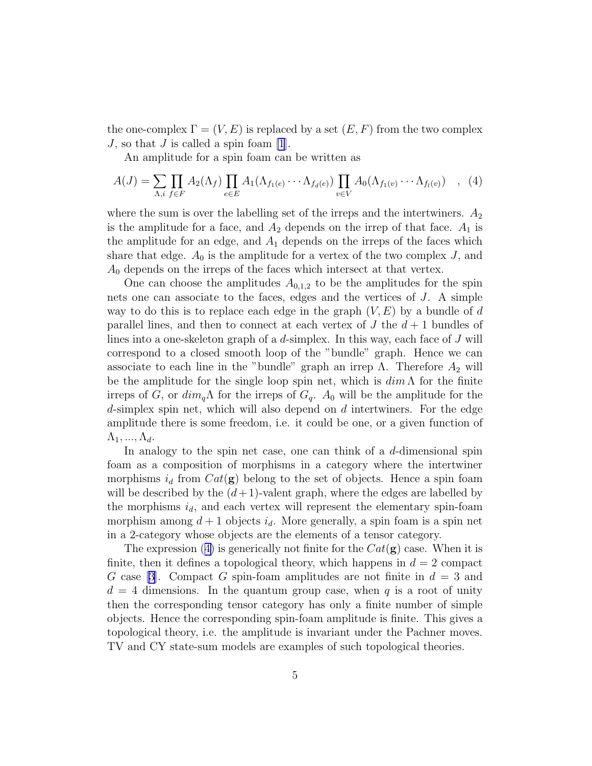the one-complex $\Gamma = (V, E)$ is replaced by a set $(E, F)$ from the two complex $J$, so that $J$ is called a spin foam [1].

An amplitude for a spin foam can be written as

$$A(J) = \sum_{\Lambda, i} \prod_{f \in F} A_2(\Lambda_f) \prod_{e \in E} A_1(\Lambda_{f_1(e)} \cdots \Lambda_{f_d(e)}) \prod_{v \in V} A_0(\Lambda_{f_1(v)} \cdots \Lambda_{f_l(v)}) \quad , \quad (4)$$

where the sum is over the labelling set of the irreps and the intertwiners. $A_2$ is the amplitude for a face, and $A_2$ depends on the irrep of that face. $A_1$ is the amplitude for an edge, and $A_1$ depends on the irreps of the faces which share that edge. $A_0$ is the amplitude for a vertex of the two complex $J$, and $A_0$ depends on the irreps of the faces which intersect at that vertex.

One can choose the amplitudes $A_{0,1,2}$ to be the amplitudes for the spin nets one can associate to the faces, edges and the vertices of $J$. A simple way to do this is to replace each edge in the graph $(V, E)$ by a bundle of $d$ parallel lines, and then to connect at each vertex of $J$ the $d+1$ bundles of lines into a one-skeleton graph of a $d$-simplex. In this way, each face of $J$ will correspond to a closed smooth loop of the "bundle" graph. Hence we can associate to each line in the "bundle" graph an irrep $\Lambda$. Therefore $A_2$ will be the amplitude for the single loop spin net, which is $dim\,\Lambda$ for the finite irreps of $G$, or $dim_q \Lambda$ for the irreps of $G_q$. $A_0$ will be the amplitude for the $d$-simplex spin net, which will also depend on $d$ intertwiners. For the edge amplitude there is some freedom, i.e. it could be one, or a given function of $\Lambda_1, ..., \Lambda_d$.

In analogy to the spin net case, one can think of a $d$-dimensional spin foam as a composition of morphisms in a category where the intertwiner morphisms $i_d$ from $Cat(\mathbf{g})$ belong to the set of objects. Hence a spin foam will be described by the $(d+1)$-valent graph, where the edges are labelled by the morphisms $i_d$, and each vertex will represent the elementary spin-foam morphism among $d+1$ objects $i_d$. More generally, a spin foam is a spin net in a 2-category whose objects are the elements of a tensor category.

The expression (4) is generically not finite for the $Cat(\mathbf{g})$ case. When it is finite, then it defines a topological theory, which happens in $d = 2$ compact $G$ case [3]. Compact $G$ spin-foam amplitudes are not finite in $d = 3$ and $d = 4$ dimensions. In the quantum group case, when $q$ is a root of unity then the corresponding tensor category has only a finite number of simple objects. Hence the corresponding spin-foam amplitude is finite. This gives a topological theory, i.e. the amplitude is invariant under the Pachner moves. TV and CY state-sum models are examples of such topological theories.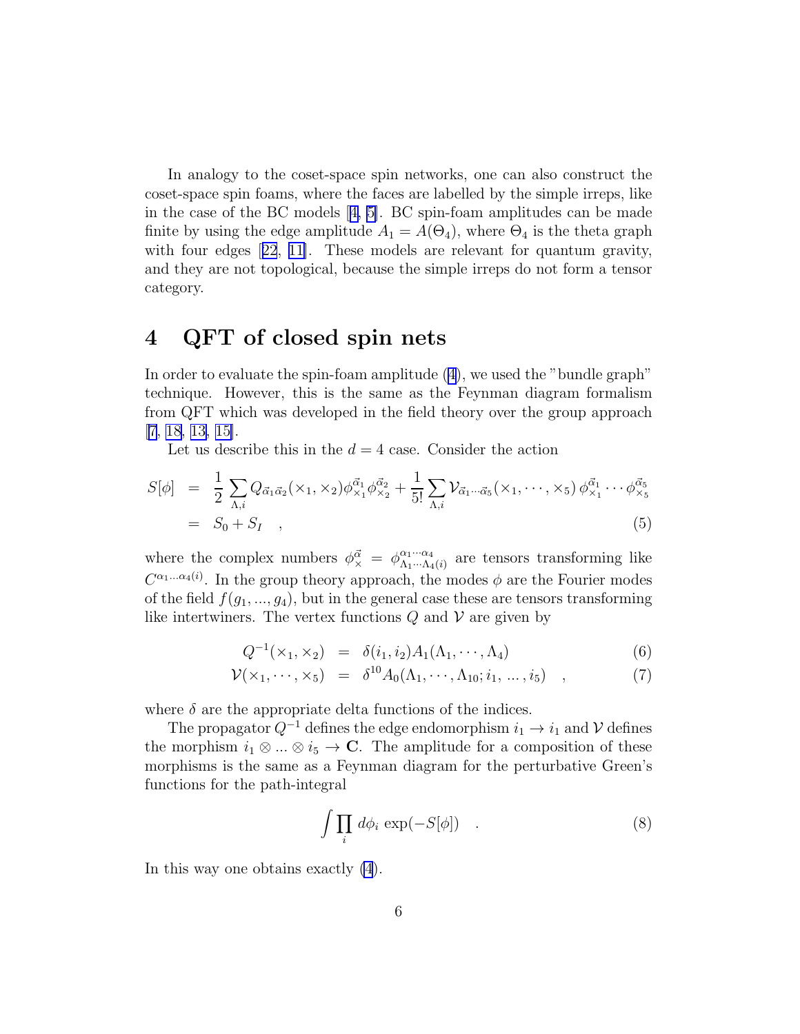In analogy to the coset-space spin networks, one can also construct the coset-space spin foams, where the faces are labelled by the simple irreps, like in the case of the BC models [4, 5]. BC spin-foam amplitudes can be made finite by using the edge amplitude $A_1 = A(\Theta_4)$, where $\Theta_4$ is the theta graph with four edges [22, 11]. These models are relevant for quantum gravity, and they are not topological, because the simple irreps do not form a tensor category.

# 4 QFT of closed spin nets

In order to evaluate the spin-foam amplitude (4), we used the "bundle graph" technique. However, this is the same as the Feynman diagram formalism from QFT which was developed in the field theory over the group approach [7, 18, 13, 15].

Let us describe this in the $d = 4$ case. Consider the action

$$
\begin{aligned}
S[\phi] &= \frac{1}{2}\sum_{\Lambda,i} Q_{\vec{\alpha}_1\vec{\alpha}_2}(\times_1,\times_2)\phi_{\times_1}^{\vec{\alpha}_1}\phi_{\times_2}^{\vec{\alpha}_2} + \frac{1}{5!}\sum_{\Lambda,i}\mathcal{V}_{\vec{\alpha}_1\cdots\vec{\alpha}_5}(\times_1,\cdots,\times_5)\,\phi_{\times_1}^{\vec{\alpha}_1}\cdots\phi_{\times_5}^{\vec{\alpha}_5} \\
&= S_0 + S_I \quad ,
\end{aligned} \tag{5}
$$

where the complex numbers $\phi_{\times}^{\vec{\alpha}} = \phi_{\Lambda_1\cdots\Lambda_4(i)}^{\alpha_1\cdots\alpha_4}$ are tensors transforming like $C^{\alpha_1\ldots\alpha_4(i)}$. In the group theory approach, the modes $\phi$ are the Fourier modes of the field $f(g_1,...,g_4)$, but in the general case these are tensors transforming like intertwiners. The vertex functions $Q$ and $\mathcal{V}$ are given by

$$
Q^{-1}(\times_1,\times_2) = \delta(i_1,i_2)A_1(\Lambda_1,\cdots,\Lambda_4) \tag{6}
$$

$$
\mathcal{V}(\times_1,\cdots,\times_5) = \delta^{10}A_0(\Lambda_1,\cdots,\Lambda_{10};i_1,...,i_5) \quad , \tag{7}
$$

where $\delta$ are the appropriate delta functions of the indices.

The propagator $Q^{-1}$ defines the edge endomorphism $i_1 \to i_1$ and $\mathcal{V}$ defines the morphism $i_1 \otimes ... \otimes i_5 \to \mathbf{C}$. The amplitude for a composition of these morphisms is the same as a Feynman diagram for the perturbative Green's functions for the path-integral

$$
\int \prod_i d\phi_i \, \exp(-S[\phi]) \quad . \tag{8}
$$

In this way one obtains exactly (4).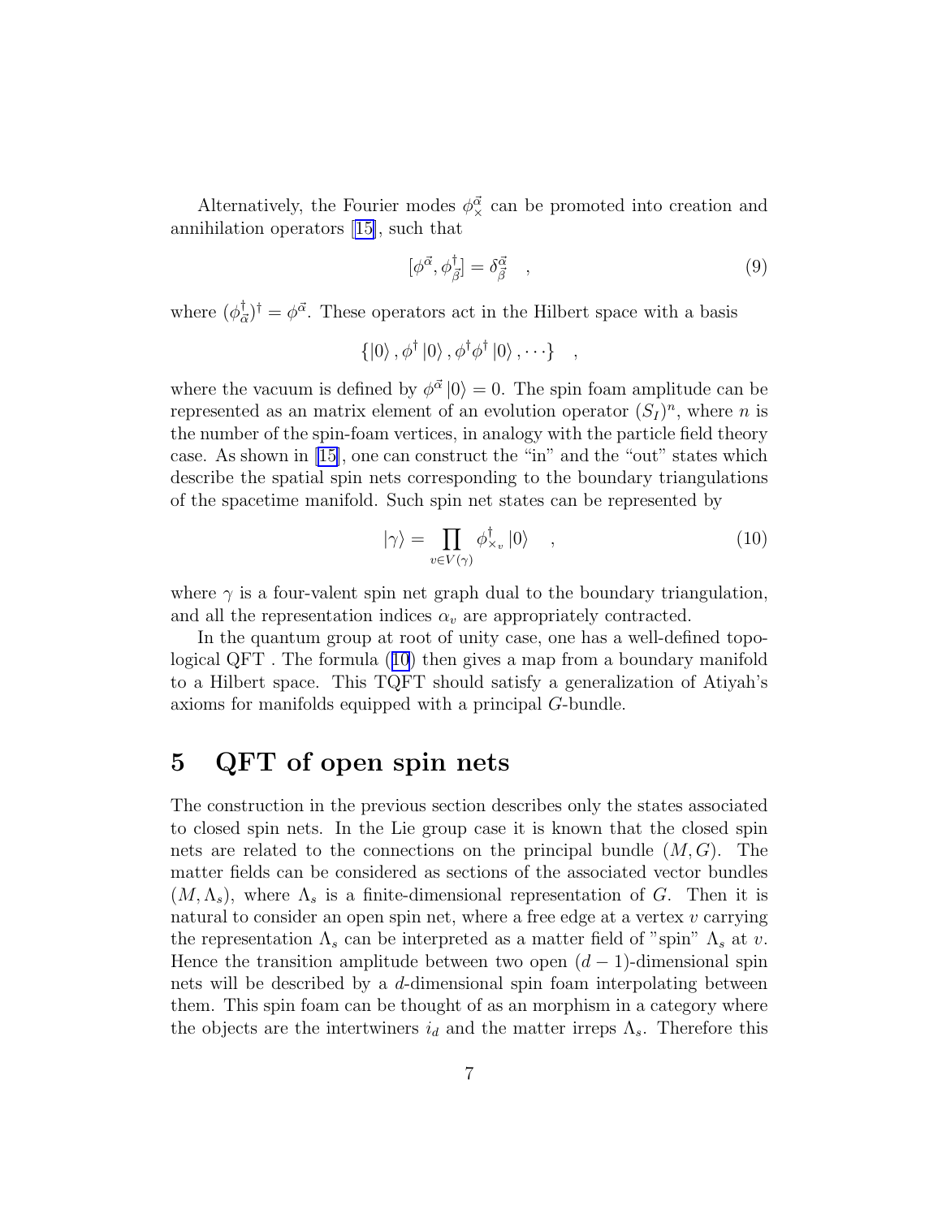Alternatively, the Fourier modes $\phi^{\vec{\alpha}}_{\times}$ can be promoted into creation and annihilation operators [15], such that

$$[\phi^{\vec{\alpha}}, \phi^{\dagger}_{\vec{\beta}}] = \delta^{\vec{\alpha}}_{\vec{\beta}} \quad , \tag{9}$$

where $(\phi^{\dagger}_{\vec{\alpha}})^{\dagger} = \phi^{\vec{\alpha}}$. These operators act in the Hilbert space with a basis

$$\{|0\rangle \, , \phi^{\dagger} \, |0\rangle \, , \phi^{\dagger}\phi^{\dagger} \, |0\rangle \, , \cdots\} \quad ,$$

where the vacuum is defined by $\phi^{\vec{\alpha}} \, |0\rangle = 0$. The spin foam amplitude can be represented as an matrix element of an evolution operator $(S_I)^n$, where $n$ is the number of the spin-foam vertices, in analogy with the particle field theory case. As shown in [15], one can construct the "in" and the "out" states which describe the spatial spin nets corresponding to the boundary triangulations of the spacetime manifold. Such spin net states can be represented by

$$|\gamma\rangle = \prod_{v \in V(\gamma)} \phi^{\dagger}_{\times_v} \, |0\rangle \quad , \tag{10}$$

where $\gamma$ is a four-valent spin net graph dual to the boundary triangulation, and all the representation indices $\alpha_v$ are appropriately contracted.

In the quantum group at root of unity case, one has a well-defined topological QFT . The formula (10) then gives a map from a boundary manifold to a Hilbert space. This TQFT should satisfy a generalization of Atiyah's axioms for manifolds equipped with a principal $G$-bundle.

## 5 QFT of open spin nets

The construction in the previous section describes only the states associated to closed spin nets. In the Lie group case it is known that the closed spin nets are related to the connections on the principal bundle $(M, G)$. The matter fields can be considered as sections of the associated vector bundles $(M, \Lambda_s)$, where $\Lambda_s$ is a finite-dimensional representation of $G$. Then it is natural to consider an open spin net, where a free edge at a vertex $v$ carrying the representation $\Lambda_s$ can be interpreted as a matter field of "spin" $\Lambda_s$ at $v$. Hence the transition amplitude between two open $(d-1)$-dimensional spin nets will be described by a $d$-dimensional spin foam interpolating between them. This spin foam can be thought of as an morphism in a category where the objects are the intertwiners $i_d$ and the matter irreps $\Lambda_s$. Therefore this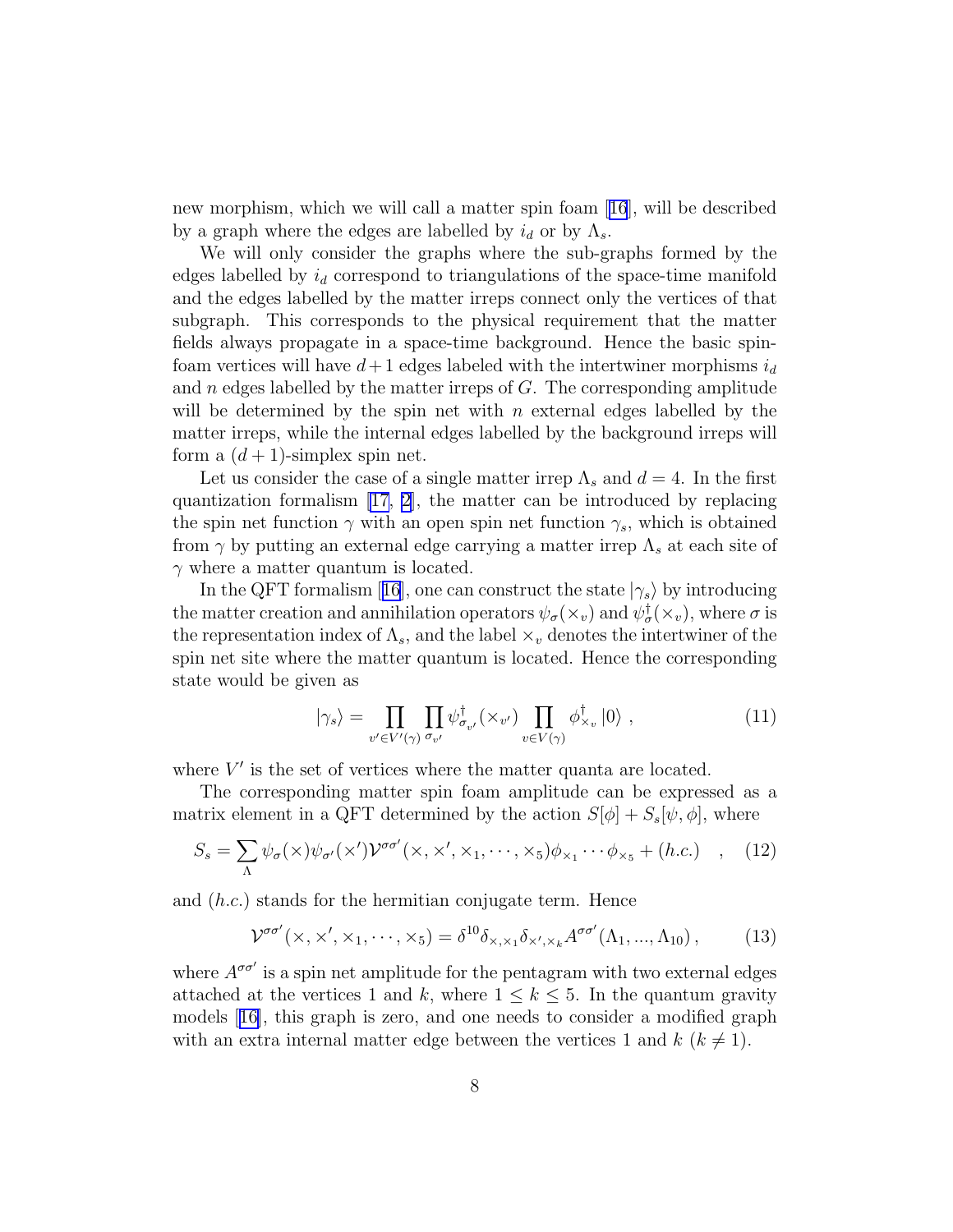new morphism, which we will call a matter spin foam [16], will be described by a graph where the edges are labelled by $i_d$ or by $\Lambda_s$.

We will only consider the graphs where the sub-graphs formed by the edges labelled by $i_d$ correspond to triangulations of the space-time manifold and the edges labelled by the matter irreps connect only the vertices of that subgraph. This corresponds to the physical requirement that the matter fields always propagate in a space-time background. Hence the basic spin-foam vertices will have $d+1$ edges labeled with the intertwiner morphisms $i_d$ and $n$ edges labelled by the matter irreps of $G$. The corresponding amplitude will be determined by the spin net with $n$ external edges labelled by the matter irreps, while the internal edges labelled by the background irreps will form a $(d+1)$-simplex spin net.

Let us consider the case of a single matter irrep $\Lambda_s$ and $d=4$. In the first quantization formalism [17, 2], the matter can be introduced by replacing the spin net function $\gamma$ with an open spin net function $\gamma_s$, which is obtained from $\gamma$ by putting an external edge carrying a matter irrep $\Lambda_s$ at each site of $\gamma$ where a matter quantum is located.

In the QFT formalism [16], one can construct the state $|\gamma_s\rangle$ by introducing the matter creation and annihilation operators $\psi_\sigma(\times_v)$ and $\psi^\dagger_\sigma(\times_v)$, where $\sigma$ is the representation index of $\Lambda_s$, and the label $\times_v$ denotes the intertwiner of the spin net site where the matter quantum is located. Hence the corresponding state would be given as

$$|\gamma_s\rangle = \prod_{v'\in V'(\gamma)} \prod_{\sigma_{v'}} \psi^\dagger_{\sigma_{v'}}(\times_{v'}) \prod_{v\in V(\gamma)} \phi^\dagger_{\times_v} |0\rangle \ , \tag{11}$$

where $V'$ is the set of vertices where the matter quanta are located.

The corresponding matter spin foam amplitude can be expressed as a matrix element in a QFT determined by the action $S[\phi] + S_s[\psi,\phi]$, where

$$S_s = \sum_{\Lambda} \psi_\sigma(\times)\psi_{\sigma'}(\times')\mathcal{V}^{\sigma\sigma'}(\times,\times',\times_1,\cdots,\times_5)\phi_{\times_1}\cdots\phi_{\times_5} + (h.c.) \quad , \tag{12}$$

and $(h.c.)$ stands for the hermitian conjugate term. Hence

$$\mathcal{V}^{\sigma\sigma'}(\times,\times',\times_1,\cdots,\times_5) = \delta^{10}\delta_{\times,\times_1}\delta_{\times',\times_k}A^{\sigma\sigma'}(\Lambda_1,...,\Lambda_{10}) \, , \tag{13}$$

where $A^{\sigma\sigma'}$ is a spin net amplitude for the pentagram with two external edges attached at the vertices 1 and $k$, where $1 \le k \le 5$. In the quantum gravity models [16], this graph is zero, and one needs to consider a modified graph with an extra internal matter edge between the vertices 1 and $k$ ($k \neq 1$).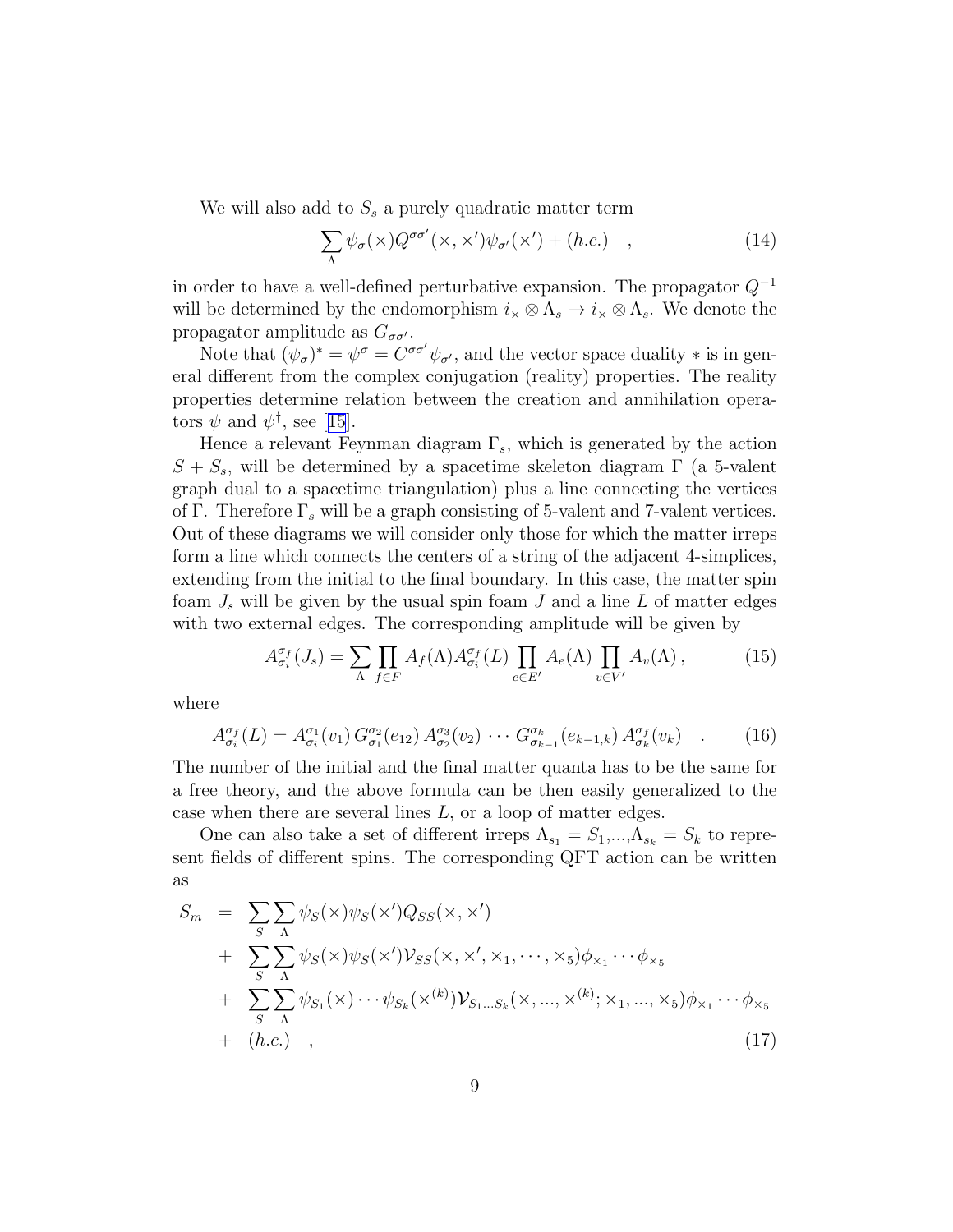We will also add to $S_s$ a purely quadratic matter term

$$\sum_{\Lambda} \psi_\sigma(\times) Q^{\sigma\sigma'}(\times,\times')\psi_{\sigma'}(\times') + (h.c.) \quad , \tag{14}$$

in order to have a well-defined perturbative expansion. The propagator $Q^{-1}$ will be determined by the endomorphism $i_\times \otimes \Lambda_s \to i_\times \otimes \Lambda_s$. We denote the propagator amplitude as $G_{\sigma\sigma'}$.

Note that $(\psi_\sigma)^* = \psi^\sigma = C^{\sigma\sigma'}\psi_{\sigma'}$, and the vector space duality $*$ is in general different from the complex conjugation (reality) properties. The reality properties determine relation between the creation and annihilation operators $\psi$ and $\psi^\dagger$, see [15].

Hence a relevant Feynman diagram $\Gamma_s$, which is generated by the action $S + S_s$, will be determined by a spacetime skeleton diagram $\Gamma$ (a 5-valent graph dual to a spacetime triangulation) plus a line connecting the vertices of $\Gamma$. Therefore $\Gamma_s$ will be a graph consisting of 5-valent and 7-valent vertices. Out of these diagrams we will consider only those for which the matter irreps form a line which connects the centers of a string of the adjacent 4-simplices, extending from the initial to the final boundary. In this case, the matter spin foam $J_s$ will be given by the usual spin foam $J$ and a line $L$ of matter edges with two external edges. The corresponding amplitude will be given by

$$A_{\sigma_i}^{\sigma_f}(J_s) = \sum_{\Lambda} \prod_{f\in F} A_f(\Lambda) A_{\sigma_i}^{\sigma_f}(L) \prod_{e\in E'} A_e(\Lambda) \prod_{v\in V'} A_v(\Lambda)\,, \tag{15}$$

where

$$A_{\sigma_i}^{\sigma_f}(L) = A_{\sigma_i}^{\sigma_1}(v_1)\, G_{\sigma_1}^{\sigma_2}(e_{12})\, A_{\sigma_2}^{\sigma_3}(v_2)\, \cdots\, G_{\sigma_{k-1}}^{\sigma_k}(e_{k-1,k})\, A_{\sigma_k}^{\sigma_f}(v_k) \quad . \tag{16}$$

The number of the initial and the final matter quanta has to be the same for a free theory, and the above formula can be then easily generalized to the case when there are several lines $L$, or a loop of matter edges.

One can also take a set of different irreps $\Lambda_{s_1} = S_1$,...,$\Lambda_{s_k} = S_k$ to represent fields of different spins. The corresponding QFT action can be written as

$$\begin{aligned}
S_m &= \sum_S \sum_\Lambda \psi_S(\times)\psi_S(\times') Q_{SS}(\times,\times') \\
&+ \sum_S \sum_\Lambda \psi_S(\times)\psi_S(\times')\mathcal{V}_{SS}(\times,\times',\times_1,\cdots,\times_5)\phi_{\times_1}\cdots\phi_{\times_5} \\
&+ \sum_S \sum_\Lambda \psi_{S_1}(\times)\cdots\psi_{S_k}(\times^{(k)})\mathcal{V}_{S_1\ldots S_k}(\times,...,\times^{(k)};\times_1,...,\times_5)\phi_{\times_1}\cdots\phi_{\times_5} \\
&+ (h.c.) \quad ,
\end{aligned} \tag{17}$$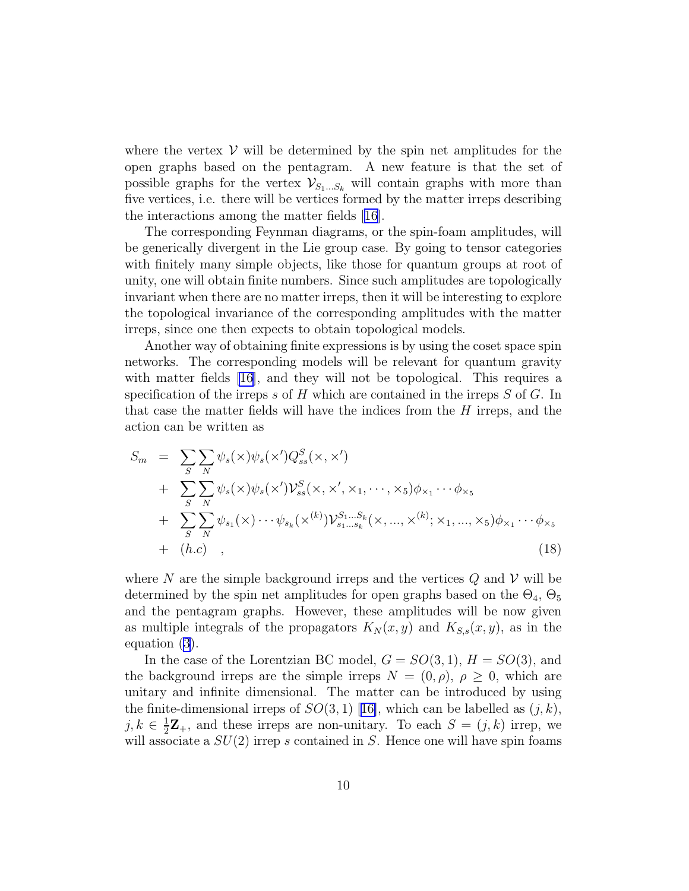where the vertex $\mathcal{V}$ will be determined by the spin net amplitudes for the open graphs based on the pentagram. A new feature is that the set of possible graphs for the vertex $\mathcal{V}_{S_1 \ldots S_k}$ will contain graphs with more than five vertices, i.e. there will be vertices formed by the matter irreps describing the interactions among the matter fields [16].

The corresponding Feynman diagrams, or the spin-foam amplitudes, will be generically divergent in the Lie group case. By going to tensor categories with finitely many simple objects, like those for quantum groups at root of unity, one will obtain finite numbers. Since such amplitudes are topologically invariant when there are no matter irreps, then it will be interesting to explore the topological invariance of the corresponding amplitudes with the matter irreps, since one then expects to obtain topological models.

Another way of obtaining finite expressions is by using the coset space spin networks. The corresponding models will be relevant for quantum gravity with matter fields [16], and they will not be topological. This requires a specification of the irreps $s$ of $H$ which are contained in the irreps $S$ of $G$. In that case the matter fields will have the indices from the $H$ irreps, and the action can be written as

$$
\begin{aligned}
S_m &= \sum_S \sum_N \psi_s(\times)\psi_s(\times') Q^S_{ss}(\times,\times') \\
&+ \sum_S \sum_N \psi_s(\times)\psi_s(\times') \mathcal{V}^S_{ss}(\times,\times',\times_1,\cdots,\times_5)\phi_{\times_1}\cdots\phi_{\times_5} \\
&+ \sum_S \sum_N \psi_{s_1}(\times)\cdots\psi_{s_k}(\times^{(k)}) \mathcal{V}^{S_1\ldots S_k}_{s_1\ldots s_k}(\times,\ldots,\times^{(k)};\times_1,\ldots,\times_5)\phi_{\times_1}\cdots\phi_{\times_5} \\
&+ (h.c) \quad ,
\end{aligned} \tag{18}
$$

where $N$ are the simple background irreps and the vertices $Q$ and $\mathcal{V}$ will be determined by the spin net amplitudes for open graphs based on the $\Theta_4$, $\Theta_5$ and the pentagram graphs. However, these amplitudes will be now given as multiple integrals of the propagators $K_N(x,y)$ and $K_{S,s}(x,y)$, as in the equation (3).

In the case of the Lorentzian BC model, $G = SO(3,1)$, $H = SO(3)$, and the background irreps are the simple irreps $N = (0,\rho)$, $\rho \geq 0$, which are unitary and infinite dimensional. The matter can be introduced by using the finite-dimensional irreps of $SO(3,1)$ [16], which can be labelled as $(j,k)$, $j,k \in \frac{1}{2}\mathbf{Z}_+$, and these irreps are non-unitary. To each $S = (j,k)$ irrep, we will associate a $SU(2)$ irrep $s$ contained in $S$. Hence one will have spin foams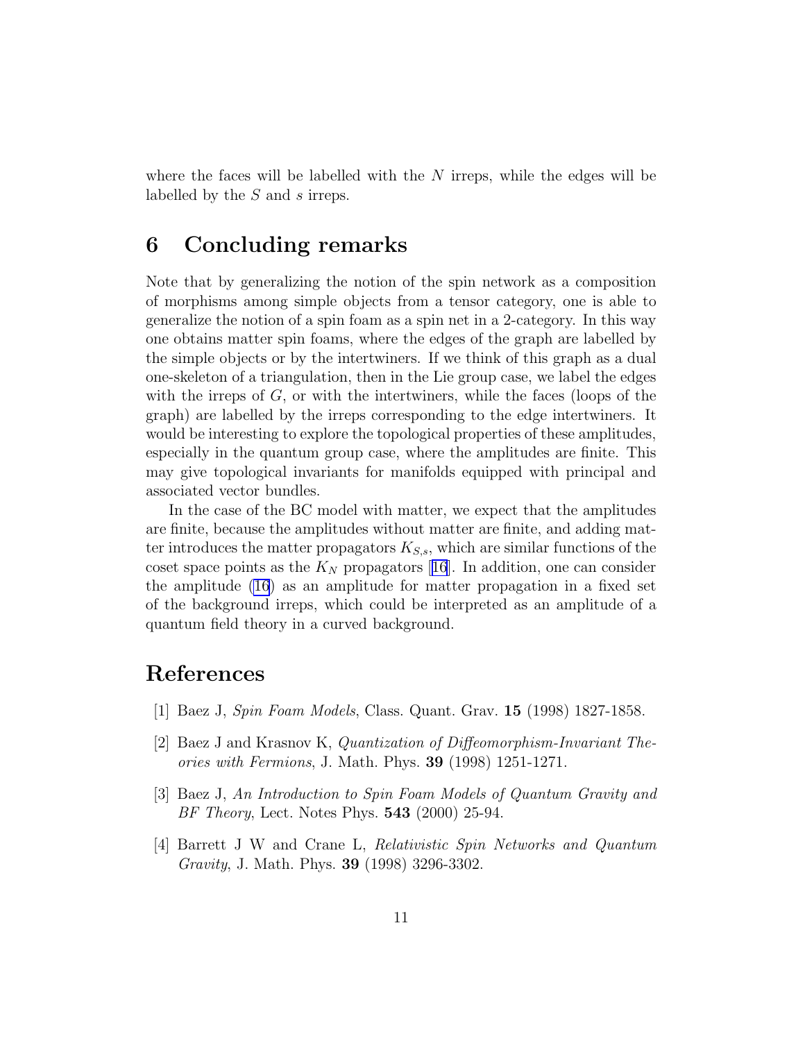where the faces will be labelled with the $N$ irreps, while the edges will be labelled by the $S$ and $s$ irreps.

## 6 Concluding remarks

Note that by generalizing the notion of the spin network as a composition of morphisms among simple objects from a tensor category, one is able to generalize the notion of a spin foam as a spin net in a 2-category. In this way one obtains matter spin foams, where the edges of the graph are labelled by the simple objects or by the intertwiners. If we think of this graph as a dual one-skeleton of a triangulation, then in the Lie group case, we label the edges with the irreps of $G$, or with the intertwiners, while the faces (loops of the graph) are labelled by the irreps corresponding to the edge intertwiners. It would be interesting to explore the topological properties of these amplitudes, especially in the quantum group case, where the amplitudes are finite. This may give topological invariants for manifolds equipped with principal and associated vector bundles.

In the case of the BC model with matter, we expect that the amplitudes are finite, because the amplitudes without matter are finite, and adding matter introduces the matter propagators $K_{S,s}$, which are similar functions of the coset space points as the $K_N$ propagators [16]. In addition, one can consider the amplitude (16) as an amplitude for matter propagation in a fixed set of the background irreps, which could be interpreted as an amplitude of a quantum field theory in a curved background.

## References

[1] Baez J, *Spin Foam Models*, Class. Quant. Grav. **15** (1998) 1827-1858.

[2] Baez J and Krasnov K, *Quantization of Diffeomorphism-Invariant Theories with Fermions*, J. Math. Phys. **39** (1998) 1251-1271.

[3] Baez J, *An Introduction to Spin Foam Models of Quantum Gravity and BF Theory*, Lect. Notes Phys. **543** (2000) 25-94.

[4] Barrett J W and Crane L, *Relativistic Spin Networks and Quantum Gravity*, J. Math. Phys. **39** (1998) 3296-3302.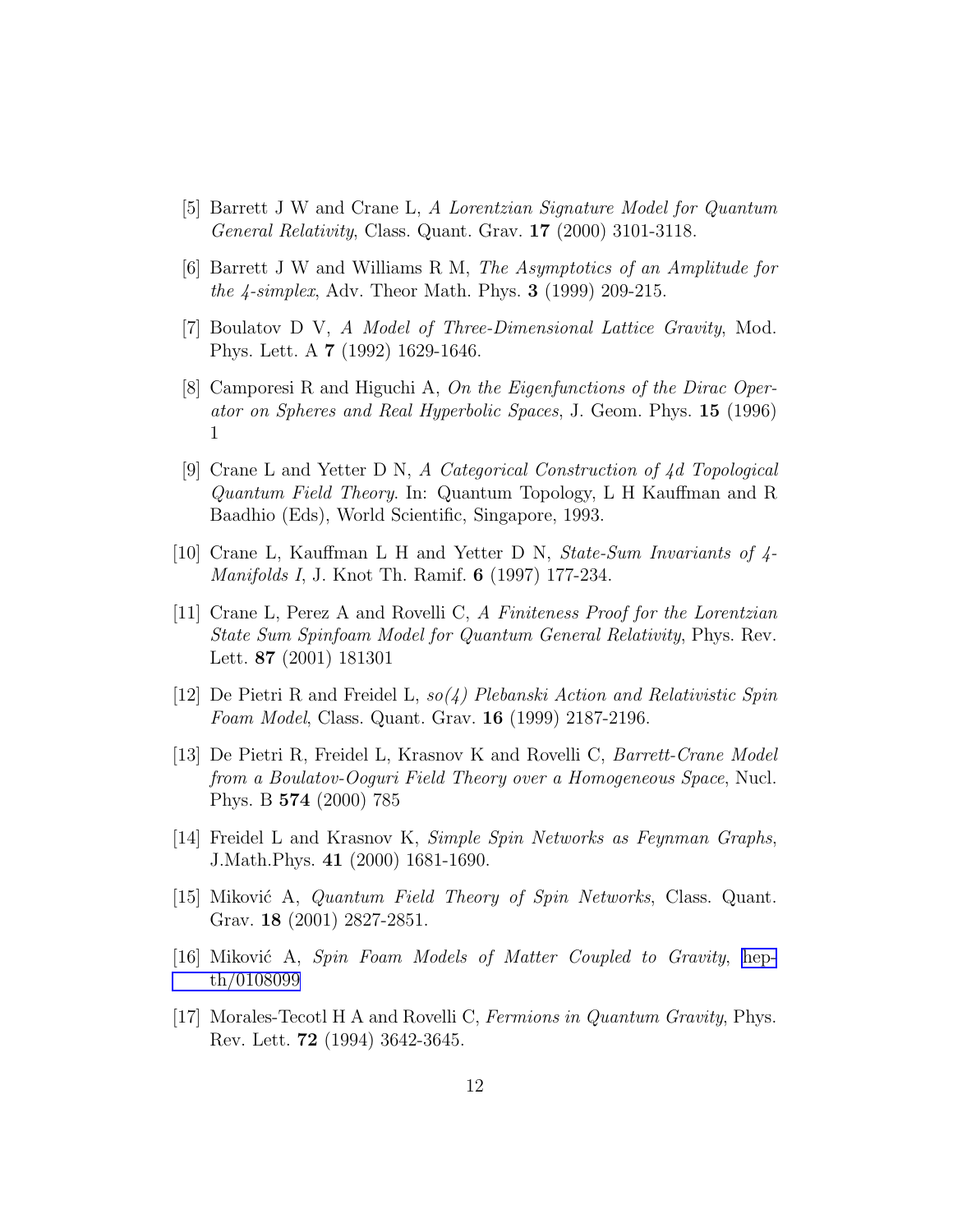[5] Barrett J W and Crane L, *A Lorentzian Signature Model for Quantum General Relativity*, Class. Quant. Grav. **17** (2000) 3101-3118.

[6] Barrett J W and Williams R M, *The Asymptotics of an Amplitude for the 4-simplex*, Adv. Theor Math. Phys. **3** (1999) 209-215.

[7] Boulatov D V, *A Model of Three-Dimensional Lattice Gravity*, Mod. Phys. Lett. A **7** (1992) 1629-1646.

[8] Camporesi R and Higuchi A, *On the Eigenfunctions of the Dirac Operator on Spheres and Real Hyperbolic Spaces*, J. Geom. Phys. **15** (1996) 1

[9] Crane L and Yetter D N, *A Categorical Construction of 4d Topological Quantum Field Theory*. In: Quantum Topology, L H Kauffman and R Baadhio (Eds), World Scientific, Singapore, 1993.

[10] Crane L, Kauffman L H and Yetter D N, *State-Sum Invariants of 4-Manifolds I*, J. Knot Th. Ramif. **6** (1997) 177-234.

[11] Crane L, Perez A and Rovelli C, *A Finiteness Proof for the Lorentzian State Sum Spinfoam Model for Quantum General Relativity*, Phys. Rev. Lett. **87** (2001) 181301

[12] De Pietri R and Freidel L, *so(4) Plebanski Action and Relativistic Spin Foam Model*, Class. Quant. Grav. **16** (1999) 2187-2196.

[13] De Pietri R, Freidel L, Krasnov K and Rovelli C, *Barrett-Crane Model from a Boulatov-Ooguri Field Theory over a Homogeneous Space*, Nucl. Phys. B **574** (2000) 785

[14] Freidel L and Krasnov K, *Simple Spin Networks as Feynman Graphs*, J.Math.Phys. **41** (2000) 1681-1690.

[15] Miković A, *Quantum Field Theory of Spin Networks*, Class. Quant. Grav. **18** (2001) 2827-2851.

[16] Miković A, *Spin Foam Models of Matter Coupled to Gravity*, hep-th/0108099

[17] Morales-Tecotl H A and Rovelli C, *Fermions in Quantum Gravity*, Phys. Rev. Lett. **72** (1994) 3642-3645.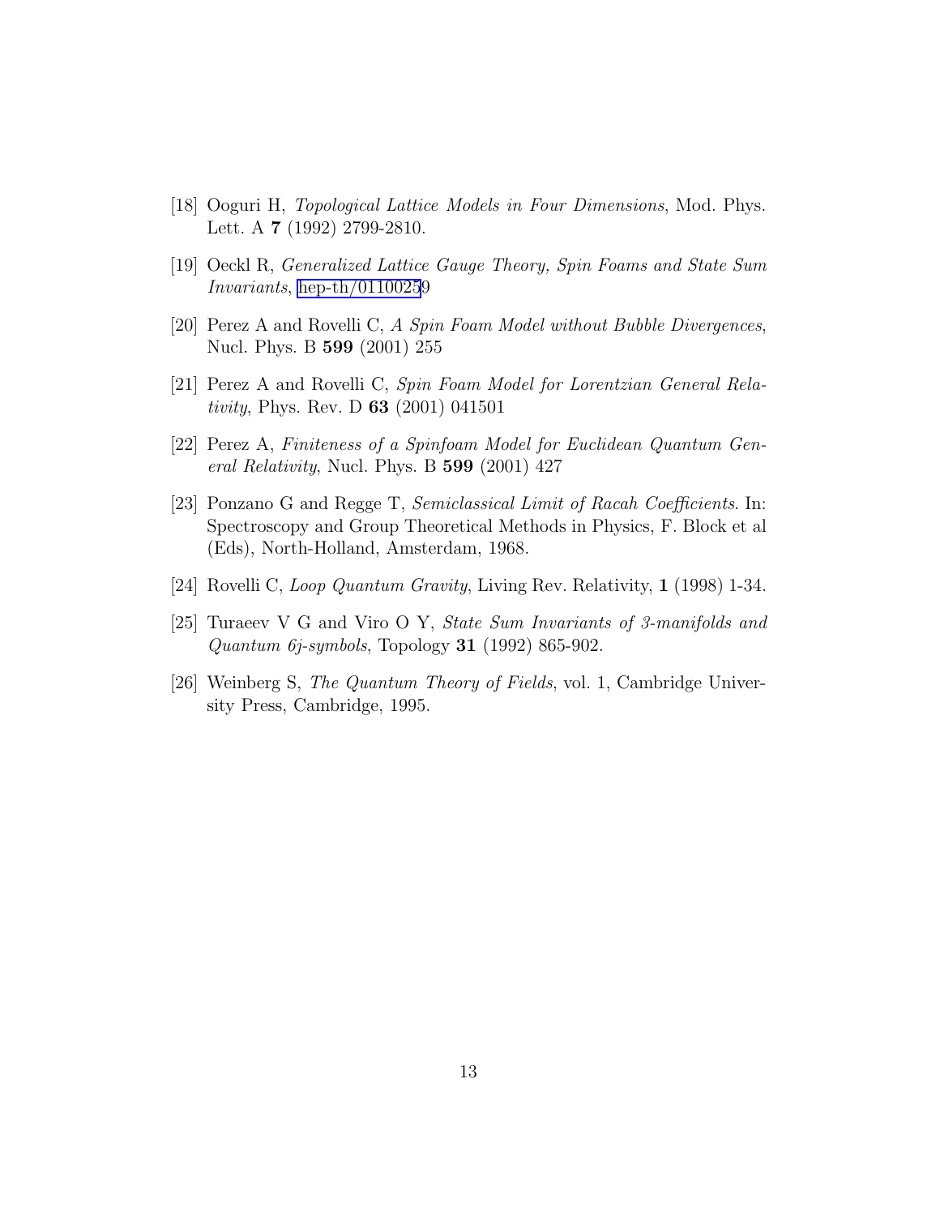[18] Ooguri H, *Topological Lattice Models in Four Dimensions*, Mod. Phys. Lett. A **7** (1992) 2799-2810.

[19] Oeckl R, *Generalized Lattice Gauge Theory, Spin Foams and State Sum Invariants*, hep-th/01100259

[20] Perez A and Rovelli C, *A Spin Foam Model without Bubble Divergences*, Nucl. Phys. B **599** (2001) 255

[21] Perez A and Rovelli C, *Spin Foam Model for Lorentzian General Relativity*, Phys. Rev. D **63** (2001) 041501

[22] Perez A, *Finiteness of a Spinfoam Model for Euclidean Quantum General Relativity*, Nucl. Phys. B **599** (2001) 427

[23] Ponzano G and Regge T, *Semiclassical Limit of Racah Coefficients*. In: Spectroscopy and Group Theoretical Methods in Physics, F. Block et al (Eds), North-Holland, Amsterdam, 1968.

[24] Rovelli C, *Loop Quantum Gravity*, Living Rev. Relativity, **1** (1998) 1-34.

[25] Turaeev V G and Viro O Y, *State Sum Invariants of 3-manifolds and Quantum 6j-symbols*, Topology **31** (1992) 865-902.

[26] Weinberg S, *The Quantum Theory of Fields*, vol. 1, Cambridge University Press, Cambridge, 1995.